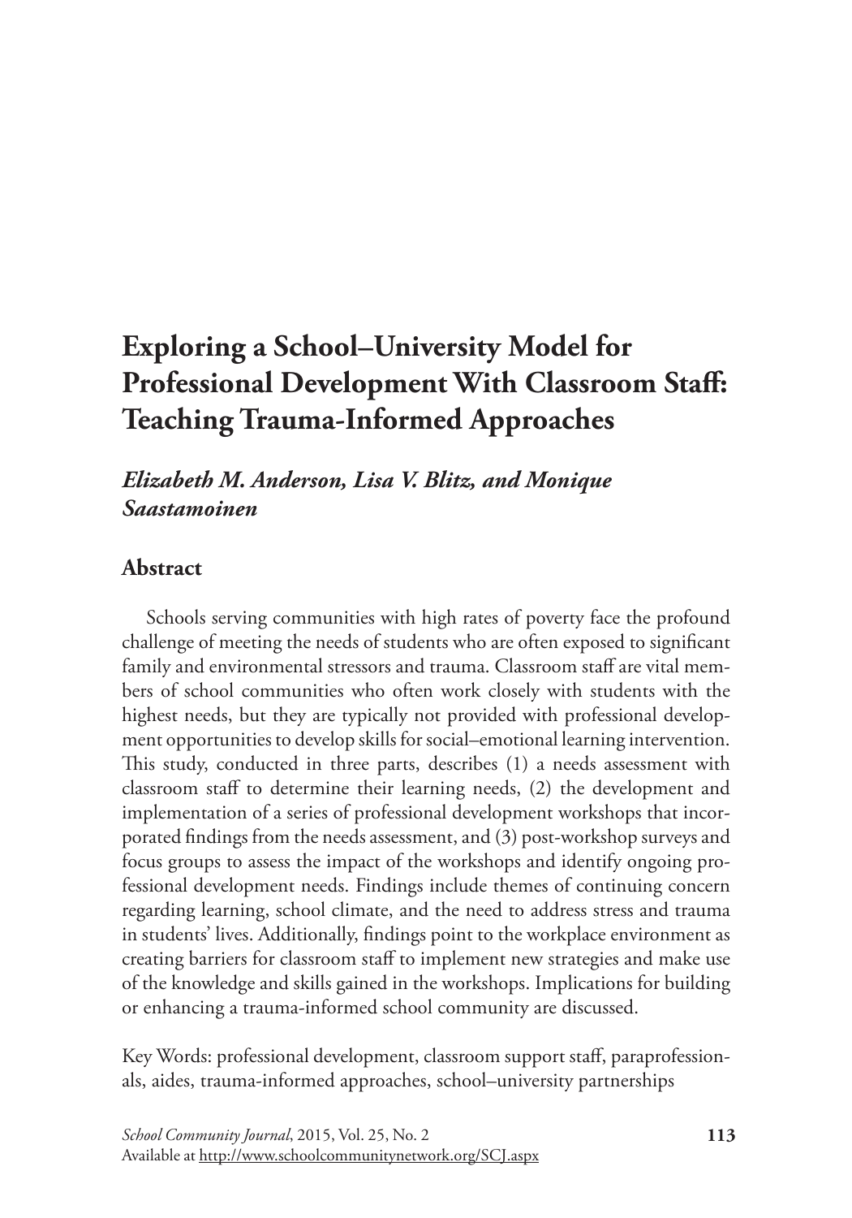# Exploring a School–University Model for Professional Development With Classroom Staff: Teaching Trauma-Informed Approaches

***Elizabeth M. Anderson, Lisa V. Blitz, and Monique Saastamoinen***

## Abstract

Schools serving communities with high rates of poverty face the profound challenge of meeting the needs of students who are often exposed to significant family and environmental stressors and trauma. Classroom staff are vital members of school communities who often work closely with students with the highest needs, but they are typically not provided with professional development opportunities to develop skills for social–emotional learning intervention. This study, conducted in three parts, describes (1) a needs assessment with classroom staff to determine their learning needs, (2) the development and implementation of a series of professional development workshops that incorporated findings from the needs assessment, and (3) post-workshop surveys and focus groups to assess the impact of the workshops and identify ongoing professional development needs. Findings include themes of continuing concern regarding learning, school climate, and the need to address stress and trauma in students' lives. Additionally, findings point to the workplace environment as creating barriers for classroom staff to implement new strategies and make use of the knowledge and skills gained in the workshops. Implications for building or enhancing a trauma-informed school community are discussed.

Key Words: professional development, classroom support staff, paraprofessionals, aides, trauma-informed approaches, school–university partnerships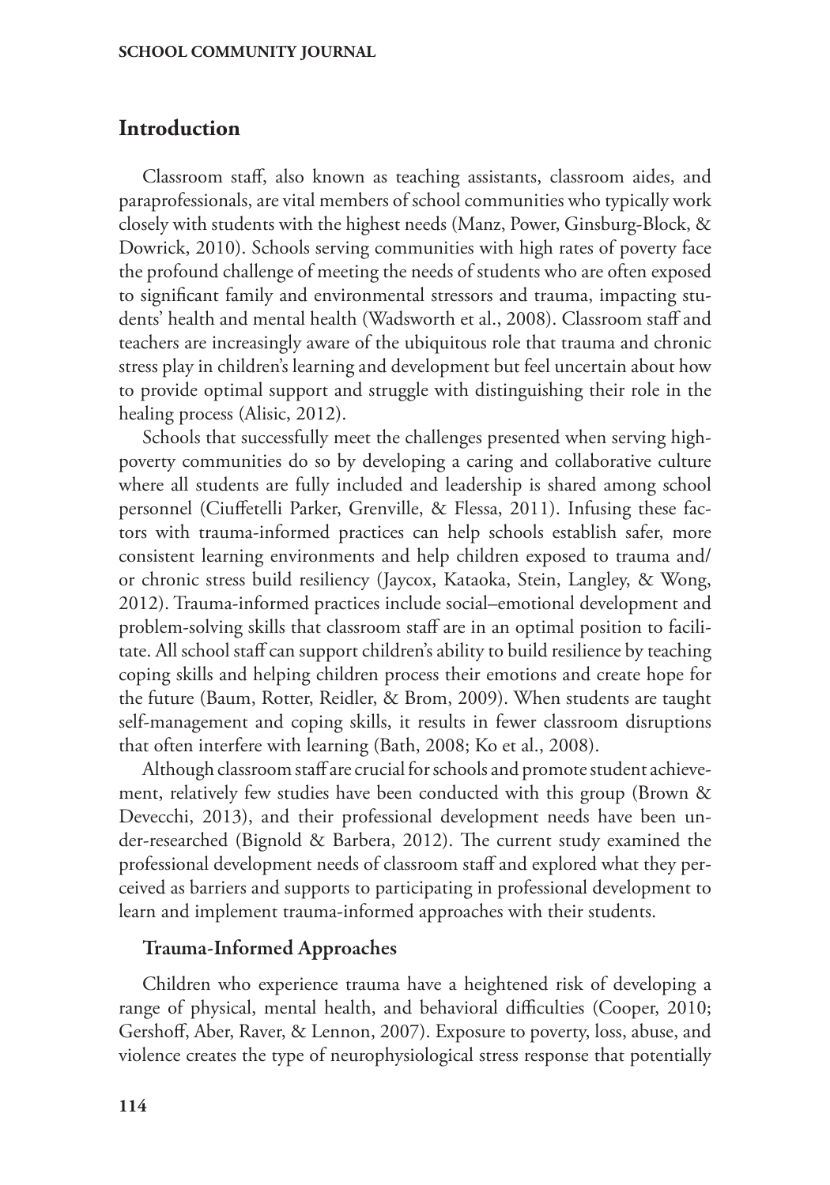## Introduction

Classroom staff, also known as teaching assistants, classroom aides, and paraprofessionals, are vital members of school communities who typically work closely with students with the highest needs (Manz, Power, Ginsburg-Block, & Dowrick, 2010). Schools serving communities with high rates of poverty face the profound challenge of meeting the needs of students who are often exposed to significant family and environmental stressors and trauma, impacting students' health and mental health (Wadsworth et al., 2008). Classroom staff and teachers are increasingly aware of the ubiquitous role that trauma and chronic stress play in children's learning and development but feel uncertain about how to provide optimal support and struggle with distinguishing their role in the healing process (Alisic, 2012).

Schools that successfully meet the challenges presented when serving high-poverty communities do so by developing a caring and collaborative culture where all students are fully included and leadership is shared among school personnel (Ciuffetelli Parker, Grenville, & Flessa, 2011). Infusing these factors with trauma-informed practices can help schools establish safer, more consistent learning environments and help children exposed to trauma and/or chronic stress build resiliency (Jaycox, Kataoka, Stein, Langley, & Wong, 2012). Trauma-informed practices include social–emotional development and problem-solving skills that classroom staff are in an optimal position to facilitate. All school staff can support children's ability to build resilience by teaching coping skills and helping children process their emotions and create hope for the future (Baum, Rotter, Reidler, & Brom, 2009). When students are taught self-management and coping skills, it results in fewer classroom disruptions that often interfere with learning (Bath, 2008; Ko et al., 2008).

Although classroom staff are crucial for schools and promote student achievement, relatively few studies have been conducted with this group (Brown & Devecchi, 2013), and their professional development needs have been under-researched (Bignold & Barbera, 2012). The current study examined the professional development needs of classroom staff and explored what they perceived as barriers and supports to participating in professional development to learn and implement trauma-informed approaches with their students.

### Trauma-Informed Approaches

Children who experience trauma have a heightened risk of developing a range of physical, mental health, and behavioral difficulties (Cooper, 2010; Gershoff, Aber, Raver, & Lennon, 2007). Exposure to poverty, loss, abuse, and violence creates the type of neurophysiological stress response that potentially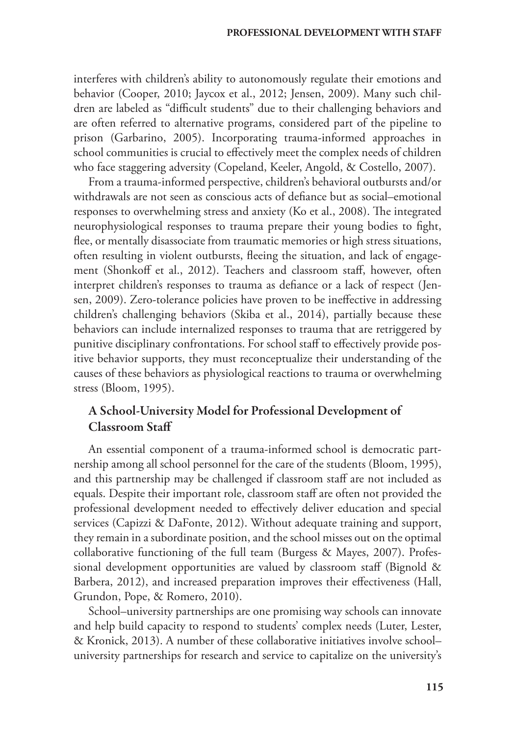interferes with children's ability to autonomously regulate their emotions and behavior (Cooper, 2010; Jaycox et al., 2012; Jensen, 2009). Many such children are labeled as "difficult students" due to their challenging behaviors and are often referred to alternative programs, considered part of the pipeline to prison (Garbarino, 2005). Incorporating trauma-informed approaches in school communities is crucial to effectively meet the complex needs of children who face staggering adversity (Copeland, Keeler, Angold, & Costello, 2007).

From a trauma-informed perspective, children's behavioral outbursts and/or withdrawals are not seen as conscious acts of defiance but as social–emotional responses to overwhelming stress and anxiety (Ko et al., 2008). The integrated neurophysiological responses to trauma prepare their young bodies to fight, flee, or mentally disassociate from traumatic memories or high stress situations, often resulting in violent outbursts, fleeing the situation, and lack of engagement (Shonkoff et al., 2012). Teachers and classroom staff, however, often interpret children's responses to trauma as defiance or a lack of respect (Jensen, 2009). Zero-tolerance policies have proven to be ineffective in addressing children's challenging behaviors (Skiba et al., 2014), partially because these behaviors can include internalized responses to trauma that are retriggered by punitive disciplinary confrontations. For school staff to effectively provide positive behavior supports, they must reconceptualize their understanding of the causes of these behaviors as physiological reactions to trauma or overwhelming stress (Bloom, 1995).

## A School-University Model for Professional Development of Classroom Staff

An essential component of a trauma-informed school is democratic partnership among all school personnel for the care of the students (Bloom, 1995), and this partnership may be challenged if classroom staff are not included as equals. Despite their important role, classroom staff are often not provided the professional development needed to effectively deliver education and special services (Capizzi & DaFonte, 2012). Without adequate training and support, they remain in a subordinate position, and the school misses out on the optimal collaborative functioning of the full team (Burgess & Mayes, 2007). Professional development opportunities are valued by classroom staff (Bignold & Barbera, 2012), and increased preparation improves their effectiveness (Hall, Grundon, Pope, & Romero, 2010).

School–university partnerships are one promising way schools can innovate and help build capacity to respond to students' complex needs (Luter, Lester, & Kronick, 2013). A number of these collaborative initiatives involve school–university partnerships for research and service to capitalize on the university's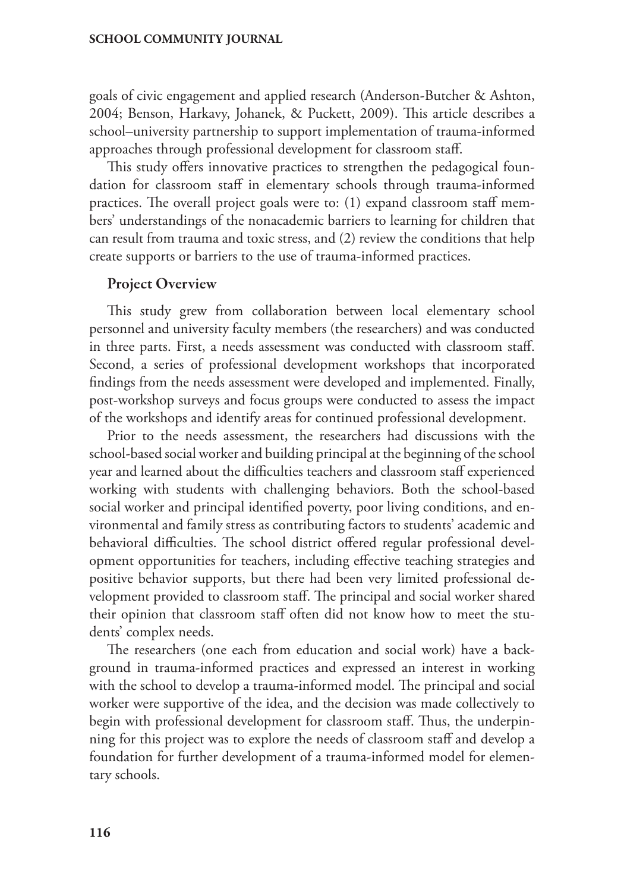goals of civic engagement and applied research (Anderson-Butcher & Ashton, 2004; Benson, Harkavy, Johanek, & Puckett, 2009). This article describes a school–university partnership to support implementation of trauma-informed approaches through professional development for classroom staff.

This study offers innovative practices to strengthen the pedagogical foundation for classroom staff in elementary schools through trauma-informed practices. The overall project goals were to: (1) expand classroom staff members' understandings of the nonacademic barriers to learning for children that can result from trauma and toxic stress, and (2) review the conditions that help create supports or barriers to the use of trauma-informed practices.

## Project Overview

This study grew from collaboration between local elementary school personnel and university faculty members (the researchers) and was conducted in three parts. First, a needs assessment was conducted with classroom staff. Second, a series of professional development workshops that incorporated findings from the needs assessment were developed and implemented. Finally, post-workshop surveys and focus groups were conducted to assess the impact of the workshops and identify areas for continued professional development.

Prior to the needs assessment, the researchers had discussions with the school-based social worker and building principal at the beginning of the school year and learned about the difficulties teachers and classroom staff experienced working with students with challenging behaviors. Both the school-based social worker and principal identified poverty, poor living conditions, and environmental and family stress as contributing factors to students' academic and behavioral difficulties. The school district offered regular professional development opportunities for teachers, including effective teaching strategies and positive behavior supports, but there had been very limited professional development provided to classroom staff. The principal and social worker shared their opinion that classroom staff often did not know how to meet the students' complex needs.

The researchers (one each from education and social work) have a background in trauma-informed practices and expressed an interest in working with the school to develop a trauma-informed model. The principal and social worker were supportive of the idea, and the decision was made collectively to begin with professional development for classroom staff. Thus, the underpinning for this project was to explore the needs of classroom staff and develop a foundation for further development of a trauma-informed model for elementary schools.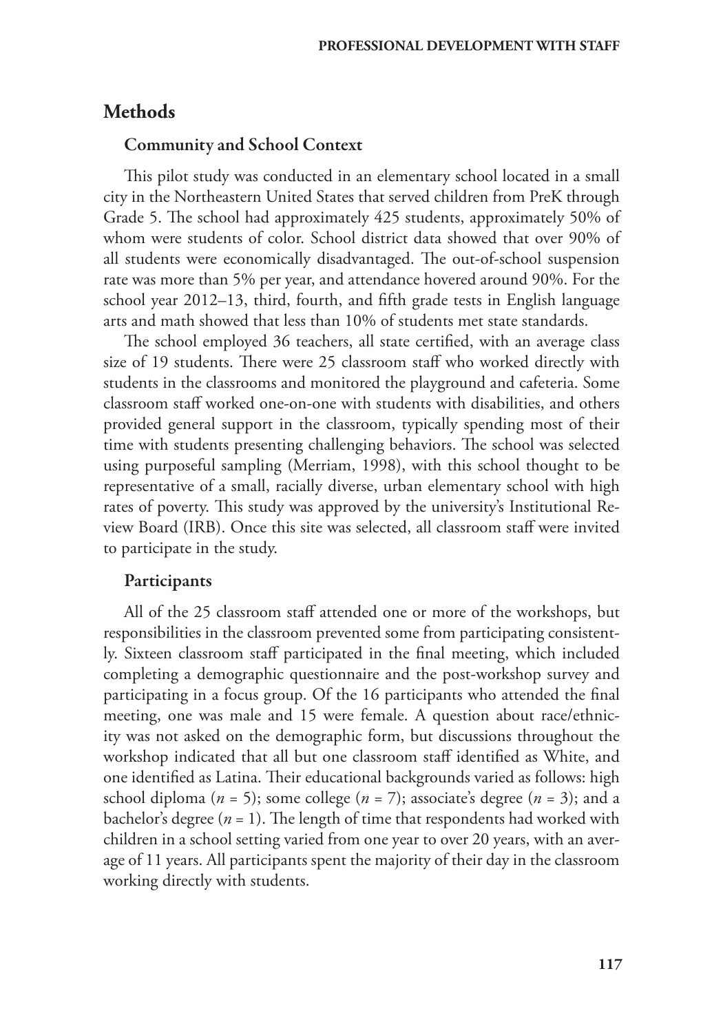## Methods

### Community and School Context

This pilot study was conducted in an elementary school located in a small city in the Northeastern United States that served children from PreK through Grade 5. The school had approximately 425 students, approximately 50% of whom were students of color. School district data showed that over 90% of all students were economically disadvantaged. The out-of-school suspension rate was more than 5% per year, and attendance hovered around 90%. For the school year 2012–13, third, fourth, and fifth grade tests in English language arts and math showed that less than 10% of students met state standards.

The school employed 36 teachers, all state certified, with an average class size of 19 students. There were 25 classroom staff who worked directly with students in the classrooms and monitored the playground and cafeteria. Some classroom staff worked one-on-one with students with disabilities, and others provided general support in the classroom, typically spending most of their time with students presenting challenging behaviors. The school was selected using purposeful sampling (Merriam, 1998), with this school thought to be representative of a small, racially diverse, urban elementary school with high rates of poverty. This study was approved by the university's Institutional Review Board (IRB). Once this site was selected, all classroom staff were invited to participate in the study.

### Participants

All of the 25 classroom staff attended one or more of the workshops, but responsibilities in the classroom prevented some from participating consistently. Sixteen classroom staff participated in the final meeting, which included completing a demographic questionnaire and the post-workshop survey and participating in a focus group. Of the 16 participants who attended the final meeting, one was male and 15 were female. A question about race/ethnicity was not asked on the demographic form, but discussions throughout the workshop indicated that all but one classroom staff identified as White, and one identified as Latina. Their educational backgrounds varied as follows: high school diploma ($n$ = 5); some college ($n$ = 7); associate's degree ($n$ = 3); and a bachelor's degree ($n$ = 1). The length of time that respondents had worked with children in a school setting varied from one year to over 20 years, with an average of 11 years. All participants spent the majority of their day in the classroom working directly with students.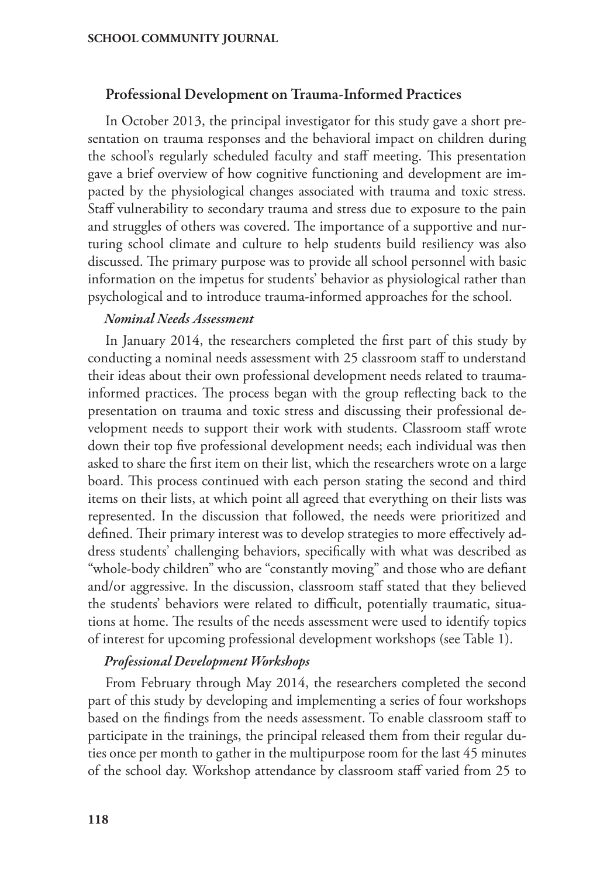## Professional Development on Trauma-Informed Practices

In October 2013, the principal investigator for this study gave a short presentation on trauma responses and the behavioral impact on children during the school's regularly scheduled faculty and staff meeting. This presentation gave a brief overview of how cognitive functioning and development are impacted by the physiological changes associated with trauma and toxic stress. Staff vulnerability to secondary trauma and stress due to exposure to the pain and struggles of others was covered. The importance of a supportive and nurturing school climate and culture to help students build resiliency was also discussed. The primary purpose was to provide all school personnel with basic information on the impetus for students' behavior as physiological rather than psychological and to introduce trauma-informed approaches for the school.

### *Nominal Needs Assessment*

In January 2014, the researchers completed the first part of this study by conducting a nominal needs assessment with 25 classroom staff to understand their ideas about their own professional development needs related to trauma-informed practices. The process began with the group reflecting back to the presentation on trauma and toxic stress and discussing their professional development needs to support their work with students. Classroom staff wrote down their top five professional development needs; each individual was then asked to share the first item on their list, which the researchers wrote on a large board. This process continued with each person stating the second and third items on their lists, at which point all agreed that everything on their lists was represented. In the discussion that followed, the needs were prioritized and defined. Their primary interest was to develop strategies to more effectively address students' challenging behaviors, specifically with what was described as "whole-body children" who are "constantly moving" and those who are defiant and/or aggressive. In the discussion, classroom staff stated that they believed the students' behaviors were related to difficult, potentially traumatic, situations at home. The results of the needs assessment were used to identify topics of interest for upcoming professional development workshops (see Table 1).

### *Professional Development Workshops*

From February through May 2014, the researchers completed the second part of this study by developing and implementing a series of four workshops based on the findings from the needs assessment. To enable classroom staff to participate in the trainings, the principal released them from their regular duties once per month to gather in the multipurpose room for the last 45 minutes of the school day. Workshop attendance by classroom staff varied from 25 to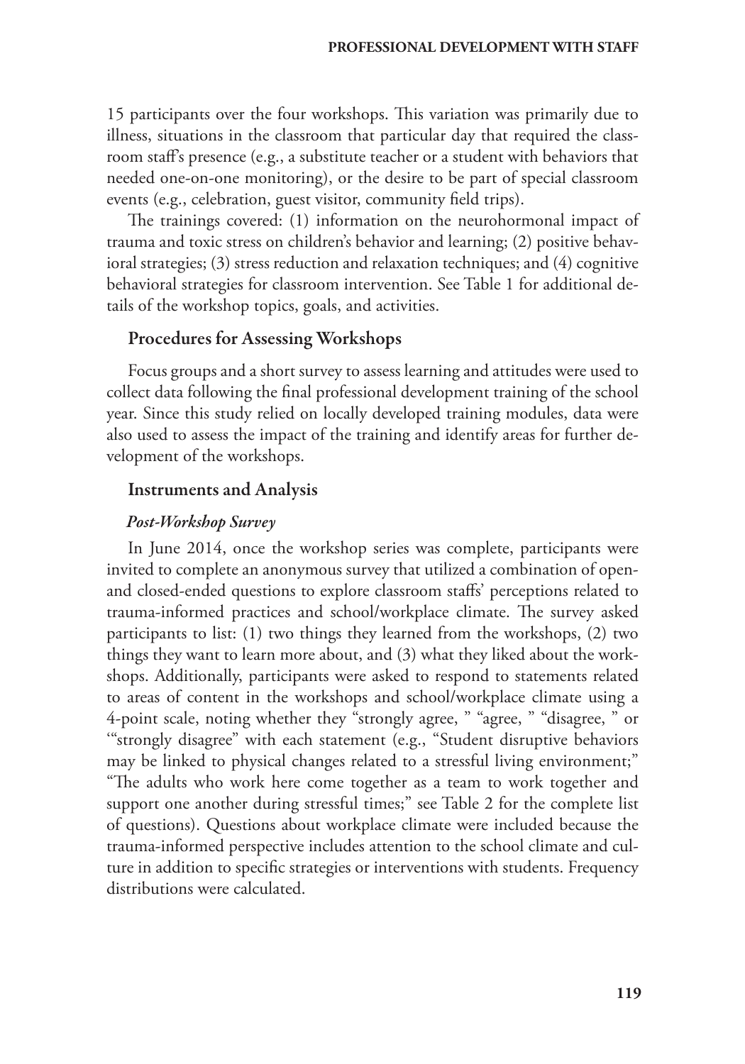15 participants over the four workshops. This variation was primarily due to illness, situations in the classroom that particular day that required the classroom staff's presence (e.g., a substitute teacher or a student with behaviors that needed one-on-one monitoring), or the desire to be part of special classroom events (e.g., celebration, guest visitor, community field trips).

The trainings covered: (1) information on the neurohormonal impact of trauma and toxic stress on children's behavior and learning; (2) positive behavioral strategies; (3) stress reduction and relaxation techniques; and (4) cognitive behavioral strategies for classroom intervention. See Table 1 for additional details of the workshop topics, goals, and activities.

## Procedures for Assessing Workshops

Focus groups and a short survey to assess learning and attitudes were used to collect data following the final professional development training of the school year. Since this study relied on locally developed training modules, data were also used to assess the impact of the training and identify areas for further development of the workshops.

## Instruments and Analysis

### *Post-Workshop Survey*

In June 2014, once the workshop series was complete, participants were invited to complete an anonymous survey that utilized a combination of open- and closed-ended questions to explore classroom staffs' perceptions related to trauma-informed practices and school/workplace climate. The survey asked participants to list: (1) two things they learned from the workshops, (2) two things they want to learn more about, and (3) what they liked about the workshops. Additionally, participants were asked to respond to statements related to areas of content in the workshops and school/workplace climate using a 4-point scale, noting whether they "strongly agree, " "agree, " "disagree, " or '"strongly disagree" with each statement (e.g., "Student disruptive behaviors may be linked to physical changes related to a stressful living environment;" "The adults who work here come together as a team to work together and support one another during stressful times;" see Table 2 for the complete list of questions). Questions about workplace climate were included because the trauma-informed perspective includes attention to the school climate and culture in addition to specific strategies or interventions with students. Frequency distributions were calculated.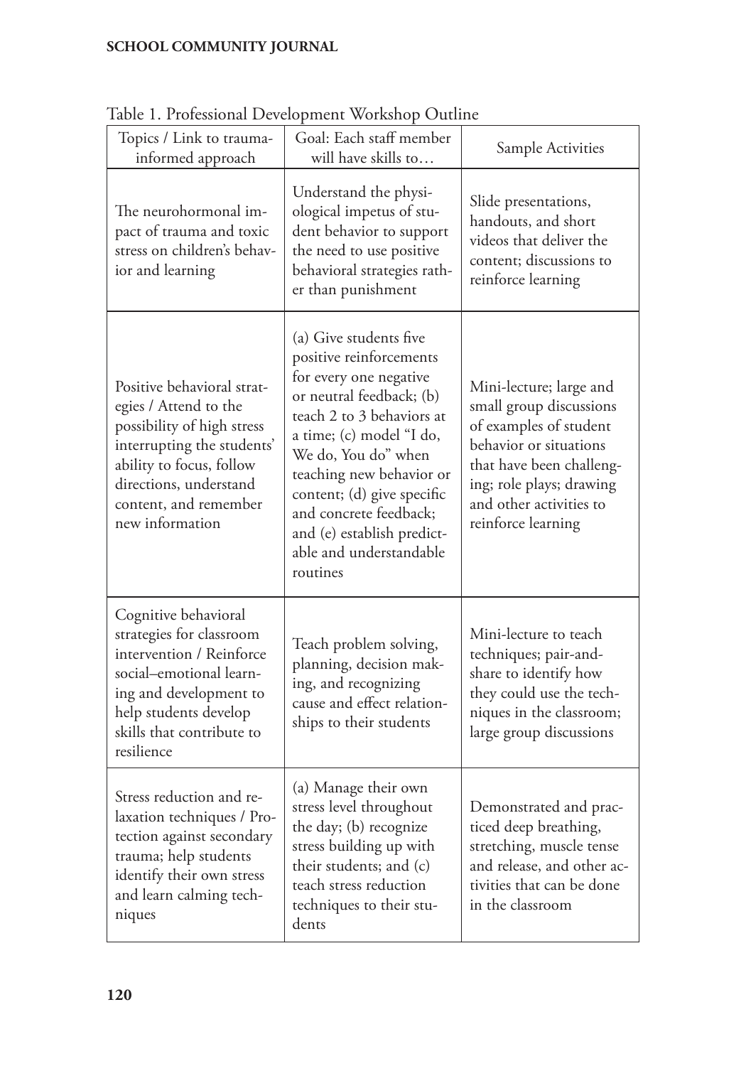Table 1. Professional Development Workshop Outline

| Topics / Link to trauma-informed approach | Goal: Each staff member will have skills to… | Sample Activities |
|---|---|---|
| The neurohormonal impact of trauma and toxic stress on children's behavior and learning | Understand the physiological impetus of student behavior to support the need to use positive behavioral strategies rather than punishment | Slide presentations, handouts, and short videos that deliver the content; discussions to reinforce learning |
| Positive behavioral strategies / Attend to the possibility of high stress interrupting the students' ability to focus, follow directions, understand content, and remember new information | (a) Give students five positive reinforcements for every one negative or neutral feedback; (b) teach 2 to 3 behaviors at a time; (c) model "I do, We do, You do" when teaching new behavior or content; (d) give specific and concrete feedback; and (e) establish predictable and understandable routines | Mini-lecture; large and small group discussions of examples of student behavior or situations that have been challenging; role plays; drawing and other activities to reinforce learning |
| Cognitive behavioral strategies for classroom intervention / Reinforce social–emotional learning and development to help students develop skills that contribute to resilience | Teach problem solving, planning, decision making, and recognizing cause and effect relationships to their students | Mini-lecture to teach techniques; pair-and-share to identify how they could use the techniques in the classroom; large group discussions |
| Stress reduction and relaxation techniques / Protection against secondary trauma; help students identify their own stress and learn calming techniques | (a) Manage their own stress level throughout the day; (b) recognize stress building up with their students; and (c) teach stress reduction techniques to their students | Demonstrated and practiced deep breathing, stretching, muscle tense and release, and other activities that can be done in the classroom |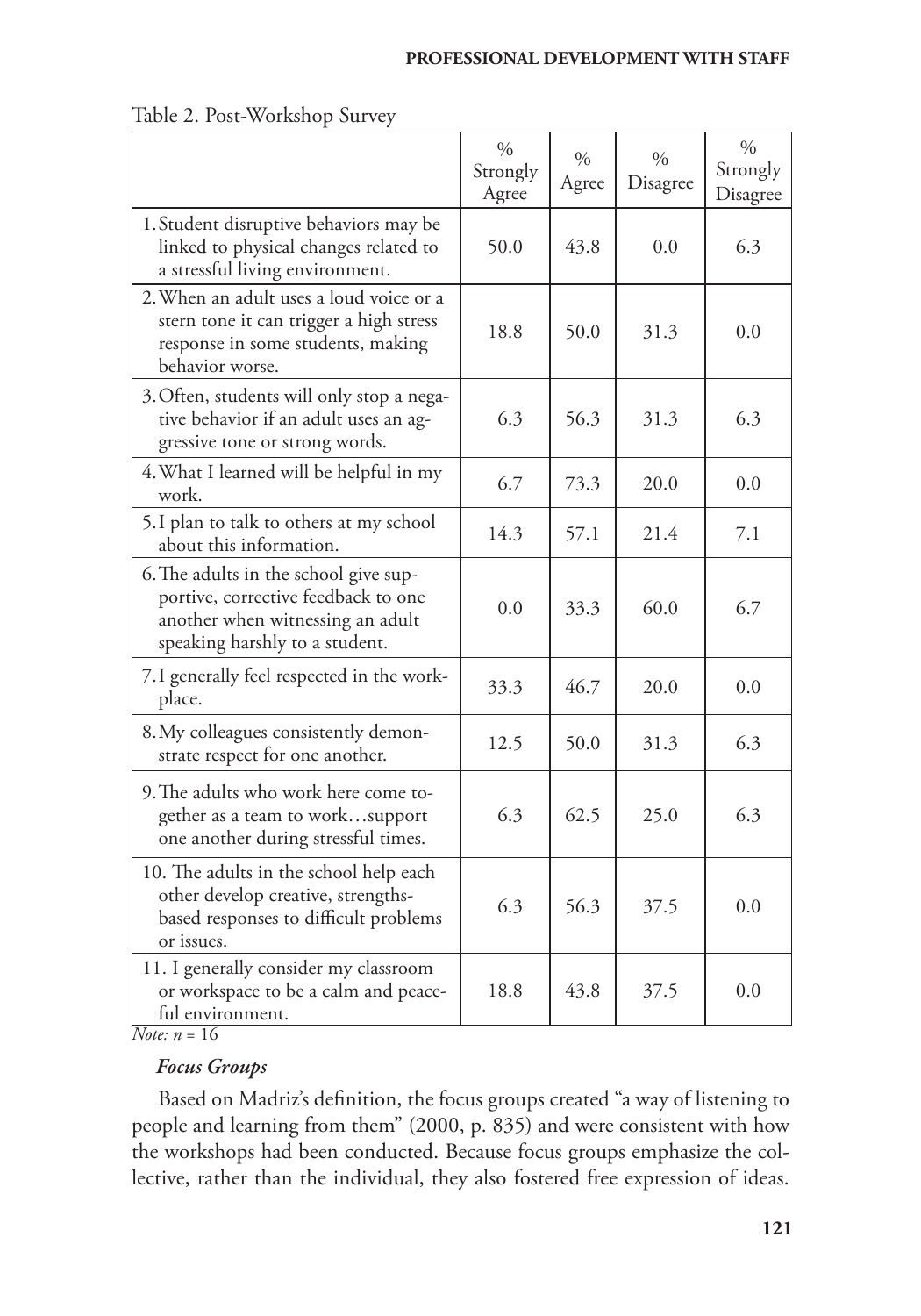Table 2. Post-Workshop Survey

| | % Strongly Agree | % Agree | % Disagree | % Strongly Disagree |
|---|---|---|---|---|
| 1. Student disruptive behaviors may be linked to physical changes related to a stressful living environment. | 50.0 | 43.8 | 0.0 | 6.3 |
| 2. When an adult uses a loud voice or a stern tone it can trigger a high stress response in some students, making behavior worse. | 18.8 | 50.0 | 31.3 | 0.0 |
| 3. Often, students will only stop a negative behavior if an adult uses an aggressive tone or strong words. | 6.3 | 56.3 | 31.3 | 6.3 |
| 4. What I learned will be helpful in my work. | 6.7 | 73.3 | 20.0 | 0.0 |
| 5. I plan to talk to others at my school about this information. | 14.3 | 57.1 | 21.4 | 7.1 |
| 6. The adults in the school give supportive, corrective feedback to one another when witnessing an adult speaking harshly to a student. | 0.0 | 33.3 | 60.0 | 6.7 |
| 7. I generally feel respected in the workplace. | 33.3 | 46.7 | 20.0 | 0.0 |
| 8. My colleagues consistently demonstrate respect for one another. | 12.5 | 50.0 | 31.3 | 6.3 |
| 9. The adults who work here come together as a team to work…support one another during stressful times. | 6.3 | 62.5 | 25.0 | 6.3 |
| 10. The adults in the school help each other develop creative, strengths-based responses to difficult problems or issues. | 6.3 | 56.3 | 37.5 | 0.0 |
| 11. I generally consider my classroom or workspace to be a calm and peaceful environment. | 18.8 | 43.8 | 37.5 | 0.0 |

*Note: n* = 16

### *Focus Groups*

Based on Madriz's definition, the focus groups created "a way of listening to people and learning from them" (2000, p. 835) and were consistent with how the workshops had been conducted. Because focus groups emphasize the collective, rather than the individual, they also fostered free expression of ideas.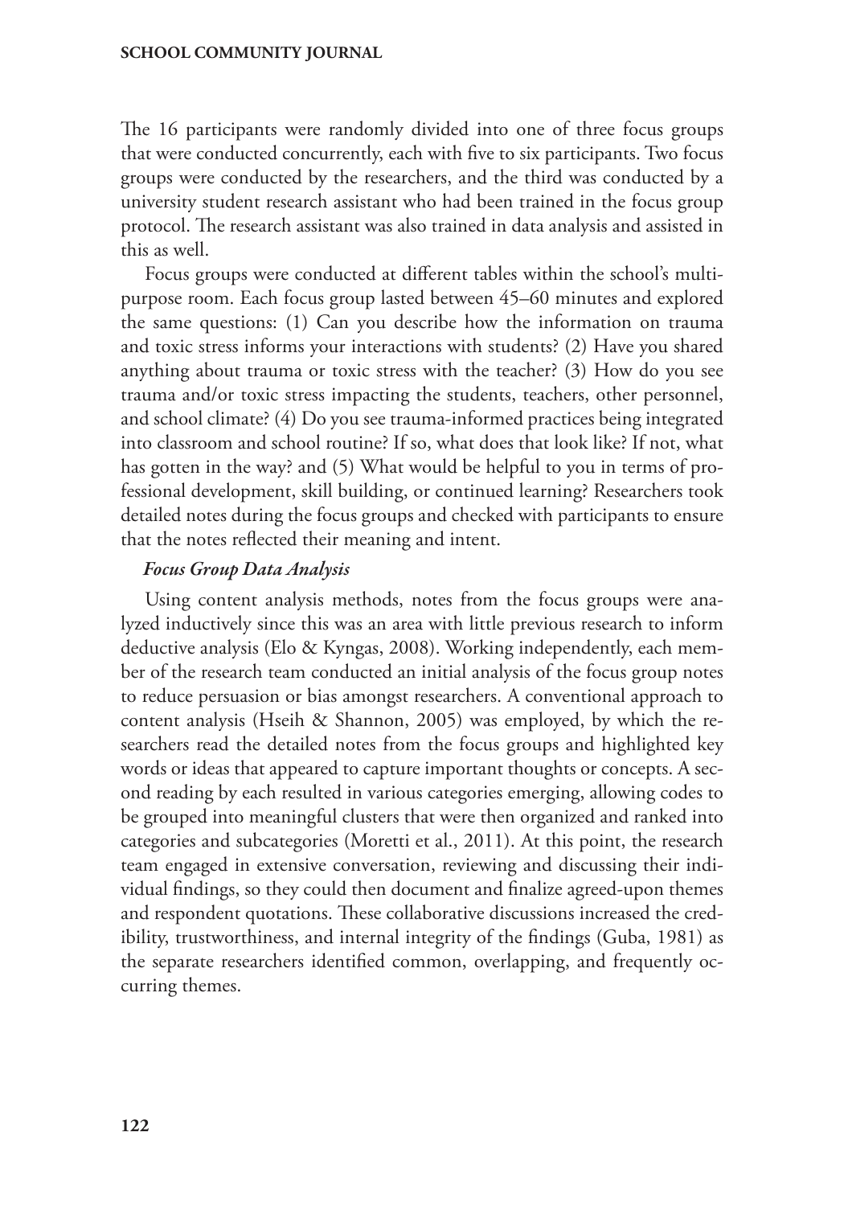The 16 participants were randomly divided into one of three focus groups that were conducted concurrently, each with five to six participants. Two focus groups were conducted by the researchers, and the third was conducted by a university student research assistant who had been trained in the focus group protocol. The research assistant was also trained in data analysis and assisted in this as well.

Focus groups were conducted at different tables within the school's multipurpose room. Each focus group lasted between 45–60 minutes and explored the same questions: (1) Can you describe how the information on trauma and toxic stress informs your interactions with students? (2) Have you shared anything about trauma or toxic stress with the teacher? (3) How do you see trauma and/or toxic stress impacting the students, teachers, other personnel, and school climate? (4) Do you see trauma-informed practices being integrated into classroom and school routine? If so, what does that look like? If not, what has gotten in the way? and (5) What would be helpful to you in terms of professional development, skill building, or continued learning? Researchers took detailed notes during the focus groups and checked with participants to ensure that the notes reflected their meaning and intent.

#### *Focus Group Data Analysis*

Using content analysis methods, notes from the focus groups were analyzed inductively since this was an area with little previous research to inform deductive analysis (Elo & Kyngas, 2008). Working independently, each member of the research team conducted an initial analysis of the focus group notes to reduce persuasion or bias amongst researchers. A conventional approach to content analysis (Hseih & Shannon, 2005) was employed, by which the researchers read the detailed notes from the focus groups and highlighted key words or ideas that appeared to capture important thoughts or concepts. A second reading by each resulted in various categories emerging, allowing codes to be grouped into meaningful clusters that were then organized and ranked into categories and subcategories (Moretti et al., 2011). At this point, the research team engaged in extensive conversation, reviewing and discussing their individual findings, so they could then document and finalize agreed-upon themes and respondent quotations. These collaborative discussions increased the credibility, trustworthiness, and internal integrity of the findings (Guba, 1981) as the separate researchers identified common, overlapping, and frequently occurring themes.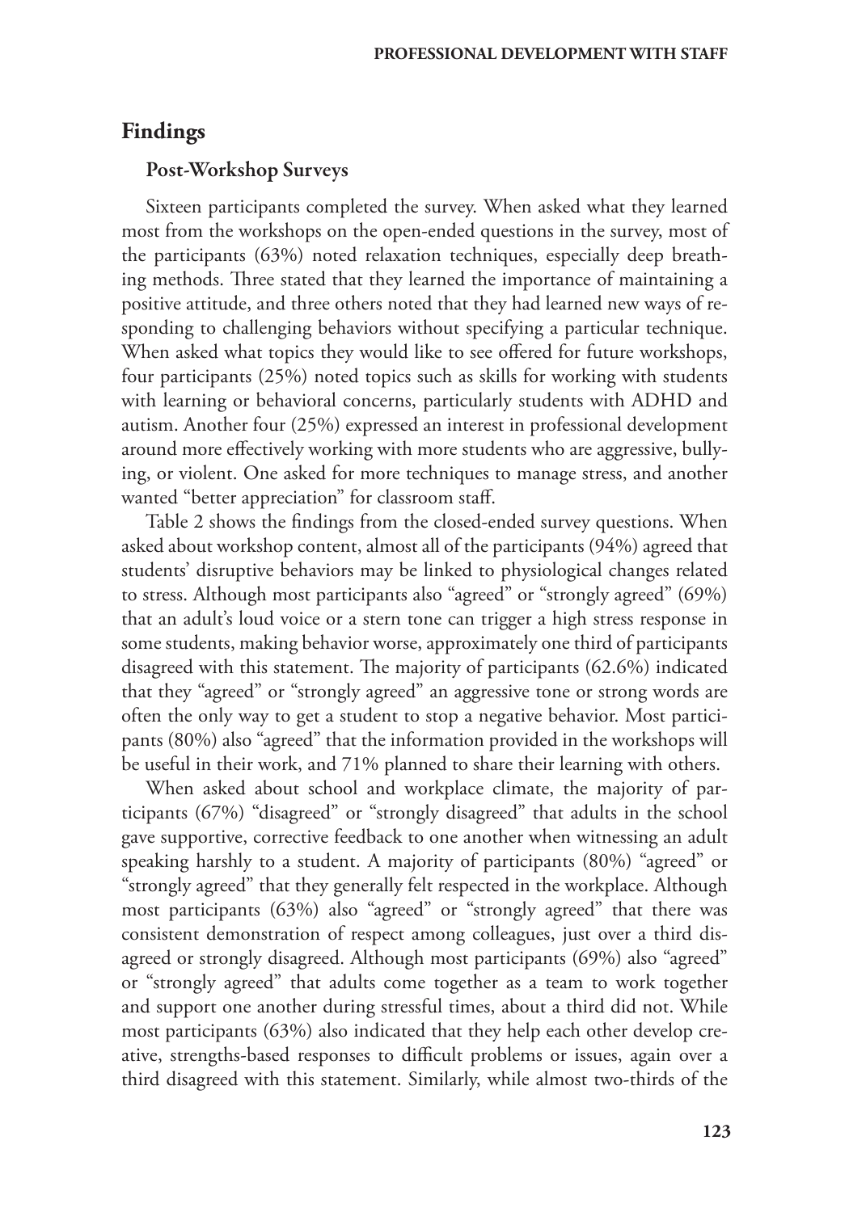## Findings

### Post-Workshop Surveys

Sixteen participants completed the survey. When asked what they learned most from the workshops on the open-ended questions in the survey, most of the participants (63%) noted relaxation techniques, especially deep breathing methods. Three stated that they learned the importance of maintaining a positive attitude, and three others noted that they had learned new ways of responding to challenging behaviors without specifying a particular technique. When asked what topics they would like to see offered for future workshops, four participants (25%) noted topics such as skills for working with students with learning or behavioral concerns, particularly students with ADHD and autism. Another four (25%) expressed an interest in professional development around more effectively working with more students who are aggressive, bullying, or violent. One asked for more techniques to manage stress, and another wanted "better appreciation" for classroom staff.

Table 2 shows the findings from the closed-ended survey questions. When asked about workshop content, almost all of the participants (94%) agreed that students' disruptive behaviors may be linked to physiological changes related to stress. Although most participants also "agreed" or "strongly agreed" (69%) that an adult's loud voice or a stern tone can trigger a high stress response in some students, making behavior worse, approximately one third of participants disagreed with this statement. The majority of participants (62.6%) indicated that they "agreed" or "strongly agreed" an aggressive tone or strong words are often the only way to get a student to stop a negative behavior. Most participants (80%) also "agreed" that the information provided in the workshops will be useful in their work, and 71% planned to share their learning with others.

When asked about school and workplace climate, the majority of participants (67%) "disagreed" or "strongly disagreed" that adults in the school gave supportive, corrective feedback to one another when witnessing an adult speaking harshly to a student. A majority of participants (80%) "agreed" or "strongly agreed" that they generally felt respected in the workplace. Although most participants (63%) also "agreed" or "strongly agreed" that there was consistent demonstration of respect among colleagues, just over a third disagreed or strongly disagreed. Although most participants (69%) also "agreed" or "strongly agreed" that adults come together as a team to work together and support one another during stressful times, about a third did not. While most participants (63%) also indicated that they help each other develop creative, strengths-based responses to difficult problems or issues, again over a third disagreed with this statement. Similarly, while almost two-thirds of the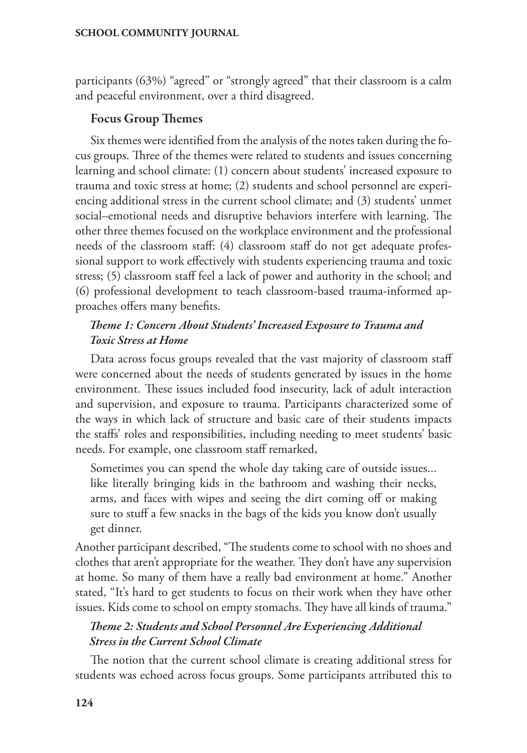participants (63%) "agreed" or "strongly agreed" that their classroom is a calm and peaceful environment, over a third disagreed.

### Focus Group Themes

Six themes were identified from the analysis of the notes taken during the focus groups. Three of the themes were related to students and issues concerning learning and school climate: (1) concern about students' increased exposure to trauma and toxic stress at home; (2) students and school personnel are experiencing additional stress in the current school climate; and (3) students' unmet social–emotional needs and disruptive behaviors interfere with learning. The other three themes focused on the workplace environment and the professional needs of the classroom staff: (4) classroom staff do not get adequate professional support to work effectively with students experiencing trauma and toxic stress; (5) classroom staff feel a lack of power and authority in the school; and (6) professional development to teach classroom-based trauma-informed approaches offers many benefits.

#### *Theme 1: Concern About Students' Increased Exposure to Trauma and Toxic Stress at Home*

Data across focus groups revealed that the vast majority of classroom staff were concerned about the needs of students generated by issues in the home environment. These issues included food insecurity, lack of adult interaction and supervision, and exposure to trauma. Participants characterized some of the ways in which lack of structure and basic care of their students impacts the staffs' roles and responsibilities, including needing to meet students' basic needs. For example, one classroom staff remarked,

> Sometimes you can spend the whole day taking care of outside issues... like literally bringing kids in the bathroom and washing their necks, arms, and faces with wipes and seeing the dirt coming off or making sure to stuff a few snacks in the bags of the kids you know don't usually get dinner.

Another participant described, "The students come to school with no shoes and clothes that aren't appropriate for the weather. They don't have any supervision at home. So many of them have a really bad environment at home." Another stated, "It's hard to get students to focus on their work when they have other issues. Kids come to school on empty stomachs. They have all kinds of trauma."

#### *Theme 2: Students and School Personnel Are Experiencing Additional Stress in the Current School Climate*

The notion that the current school climate is creating additional stress for students was echoed across focus groups. Some participants attributed this to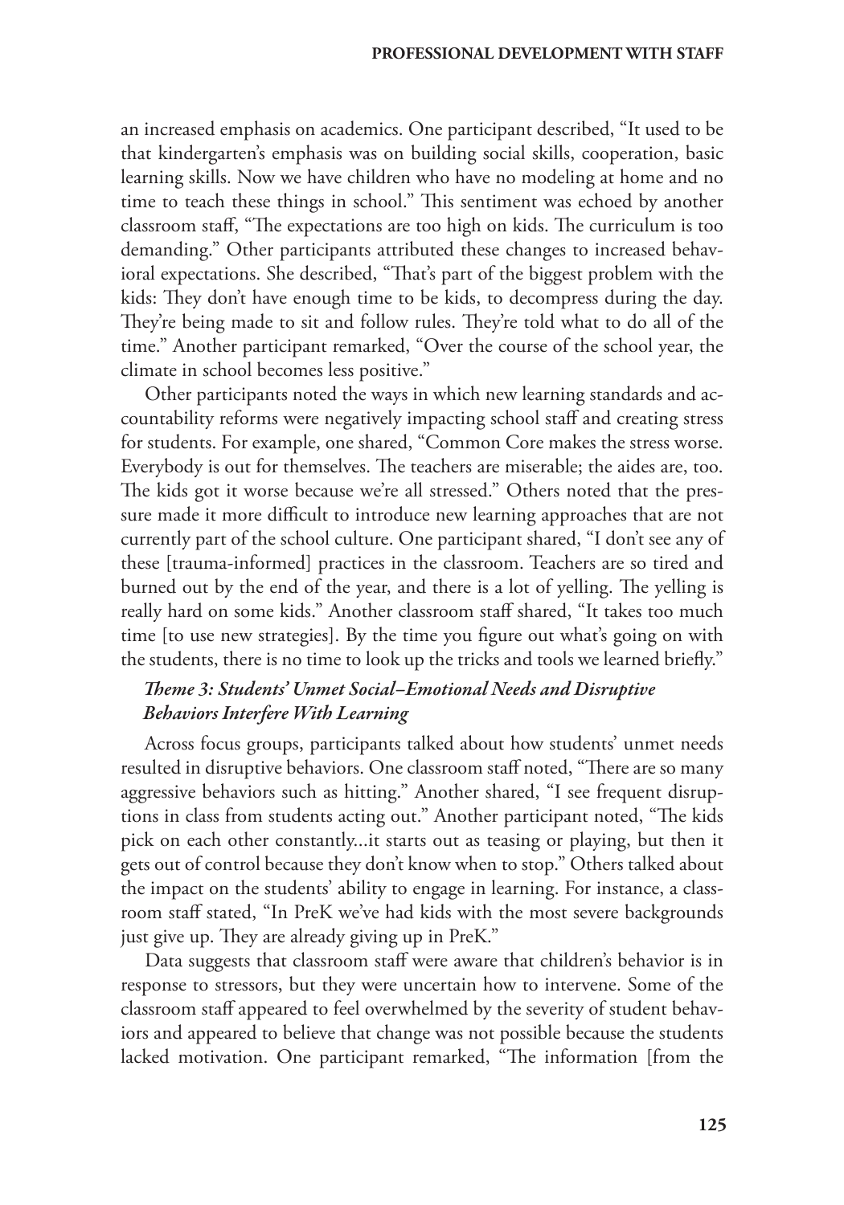an increased emphasis on academics. One participant described, "It used to be that kindergarten's emphasis was on building social skills, cooperation, basic learning skills. Now we have children who have no modeling at home and no time to teach these things in school." This sentiment was echoed by another classroom staff, "The expectations are too high on kids. The curriculum is too demanding." Other participants attributed these changes to increased behavioral expectations. She described, "That's part of the biggest problem with the kids: They don't have enough time to be kids, to decompress during the day. They're being made to sit and follow rules. They're told what to do all of the time." Another participant remarked, "Over the course of the school year, the climate in school becomes less positive."

Other participants noted the ways in which new learning standards and accountability reforms were negatively impacting school staff and creating stress for students. For example, one shared, "Common Core makes the stress worse. Everybody is out for themselves. The teachers are miserable; the aides are, too. The kids got it worse because we're all stressed." Others noted that the pressure made it more difficult to introduce new learning approaches that are not currently part of the school culture. One participant shared, "I don't see any of these [trauma-informed] practices in the classroom. Teachers are so tired and burned out by the end of the year, and there is a lot of yelling. The yelling is really hard on some kids." Another classroom staff shared, "It takes too much time [to use new strategies]. By the time you figure out what's going on with the students, there is no time to look up the tricks and tools we learned briefly."

### *Theme 3: Students' Unmet Social–Emotional Needs and Disruptive Behaviors Interfere With Learning*

Across focus groups, participants talked about how students' unmet needs resulted in disruptive behaviors. One classroom staff noted, "There are so many aggressive behaviors such as hitting." Another shared, "I see frequent disruptions in class from students acting out." Another participant noted, "The kids pick on each other constantly...it starts out as teasing or playing, but then it gets out of control because they don't know when to stop." Others talked about the impact on the students' ability to engage in learning. For instance, a classroom staff stated, "In PreK we've had kids with the most severe backgrounds just give up. They are already giving up in PreK."

Data suggests that classroom staff were aware that children's behavior is in response to stressors, but they were uncertain how to intervene. Some of the classroom staff appeared to feel overwhelmed by the severity of student behaviors and appeared to believe that change was not possible because the students lacked motivation. One participant remarked, "The information [from the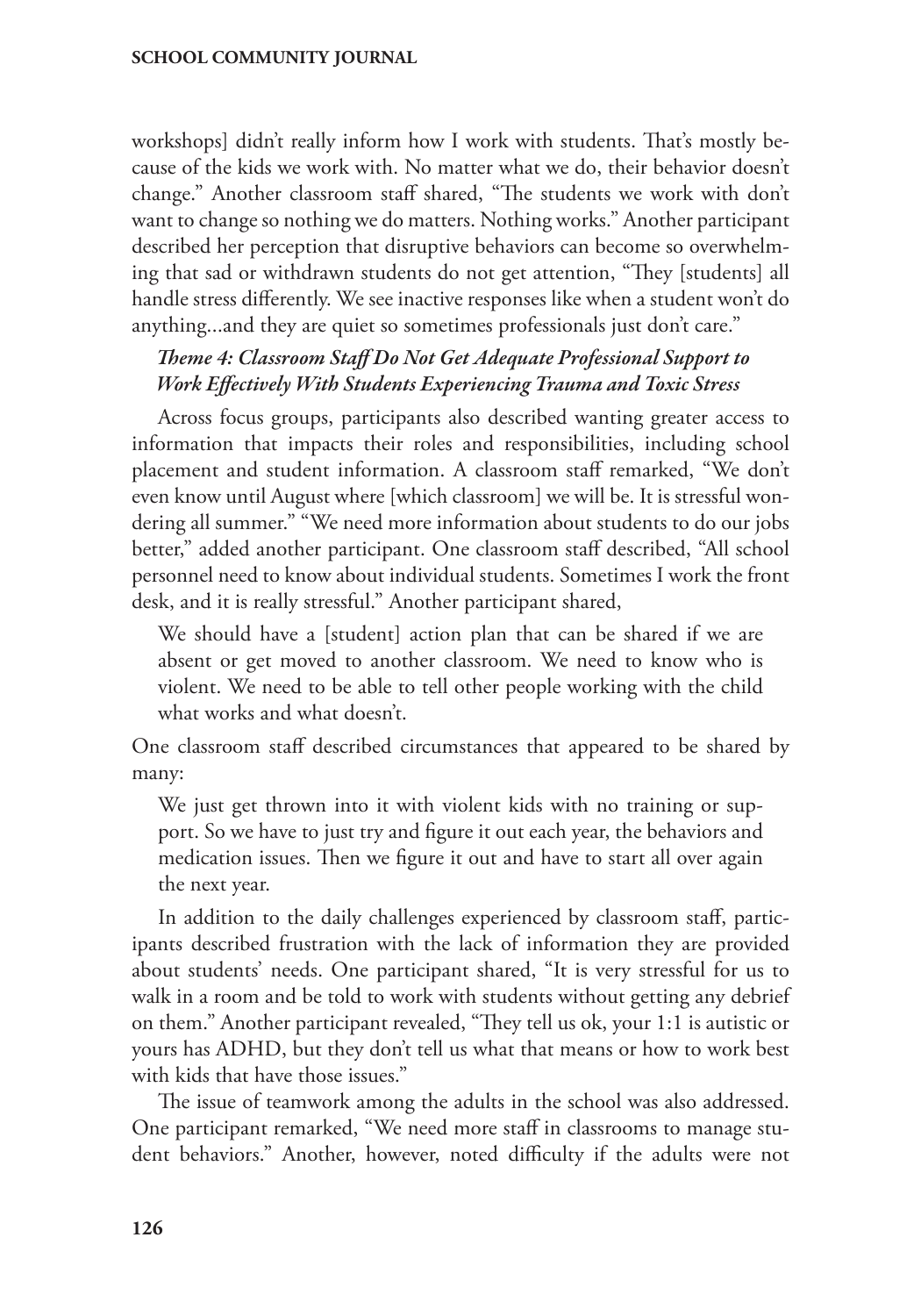workshops] didn't really inform how I work with students. That's mostly because of the kids we work with. No matter what we do, their behavior doesn't change." Another classroom staff shared, "The students we work with don't want to change so nothing we do matters. Nothing works." Another participant described her perception that disruptive behaviors can become so overwhelming that sad or withdrawn students do not get attention, "They [students] all handle stress differently. We see inactive responses like when a student won't do anything...and they are quiet so sometimes professionals just don't care."

#### *Theme 4: Classroom Staff Do Not Get Adequate Professional Support to Work Effectively With Students Experiencing Trauma and Toxic Stress*

Across focus groups, participants also described wanting greater access to information that impacts their roles and responsibilities, including school placement and student information. A classroom staff remarked, "We don't even know until August where [which classroom] we will be. It is stressful wondering all summer." "We need more information about students to do our jobs better," added another participant. One classroom staff described, "All school personnel need to know about individual students. Sometimes I work the front desk, and it is really stressful." Another participant shared,

> We should have a [student] action plan that can be shared if we are absent or get moved to another classroom. We need to know who is violent. We need to be able to tell other people working with the child what works and what doesn't.

One classroom staff described circumstances that appeared to be shared by many:

> We just get thrown into it with violent kids with no training or support. So we have to just try and figure it out each year, the behaviors and medication issues. Then we figure it out and have to start all over again the next year.

In addition to the daily challenges experienced by classroom staff, participants described frustration with the lack of information they are provided about students' needs. One participant shared, "It is very stressful for us to walk in a room and be told to work with students without getting any debrief on them." Another participant revealed, "They tell us ok, your 1:1 is autistic or yours has ADHD, but they don't tell us what that means or how to work best with kids that have those issues."

The issue of teamwork among the adults in the school was also addressed. One participant remarked, "We need more staff in classrooms to manage student behaviors." Another, however, noted difficulty if the adults were not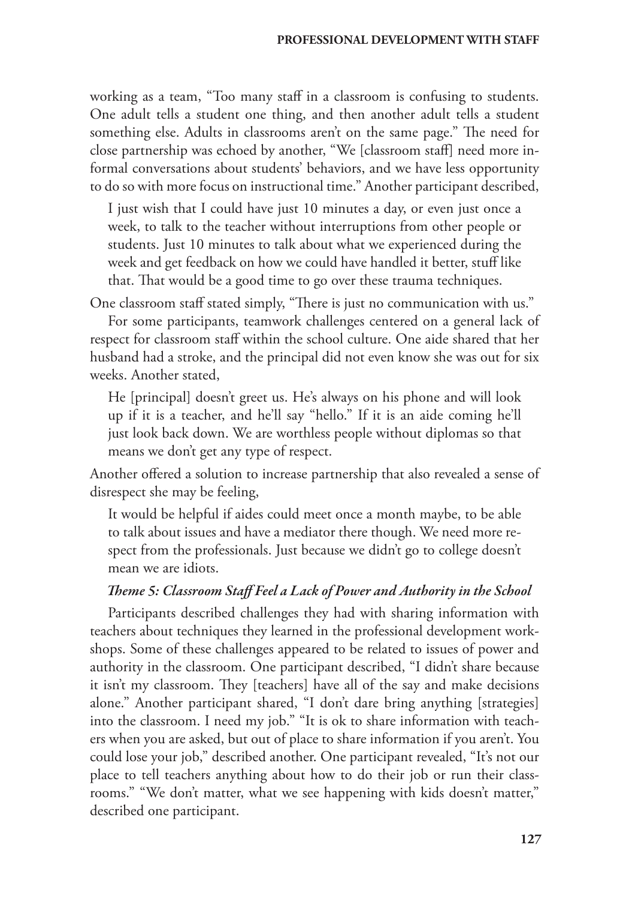working as a team, "Too many staff in a classroom is confusing to students. One adult tells a student one thing, and then another adult tells a student something else. Adults in classrooms aren't on the same page." The need for close partnership was echoed by another, "We [classroom staff] need more informal conversations about students' behaviors, and we have less opportunity to do so with more focus on instructional time." Another participant described,

> I just wish that I could have just 10 minutes a day, or even just once a week, to talk to the teacher without interruptions from other people or students. Just 10 minutes to talk about what we experienced during the week and get feedback on how we could have handled it better, stuff like that. That would be a good time to go over these trauma techniques.

One classroom staff stated simply, "There is just no communication with us."

For some participants, teamwork challenges centered on a general lack of respect for classroom staff within the school culture. One aide shared that her husband had a stroke, and the principal did not even know she was out for six weeks. Another stated,

> He [principal] doesn't greet us. He's always on his phone and will look up if it is a teacher, and he'll say "hello." If it is an aide coming he'll just look back down. We are worthless people without diplomas so that means we don't get any type of respect.

Another offered a solution to increase partnership that also revealed a sense of disrespect she may be feeling,

> It would be helpful if aides could meet once a month maybe, to be able to talk about issues and have a mediator there though. We need more respect from the professionals. Just because we didn't go to college doesn't mean we are idiots.

#### *Theme 5: Classroom Staff Feel a Lack of Power and Authority in the School*

Participants described challenges they had with sharing information with teachers about techniques they learned in the professional development workshops. Some of these challenges appeared to be related to issues of power and authority in the classroom. One participant described, "I didn't share because it isn't my classroom. They [teachers] have all of the say and make decisions alone." Another participant shared, "I don't dare bring anything [strategies] into the classroom. I need my job." "It is ok to share information with teachers when you are asked, but out of place to share information if you aren't. You could lose your job," described another. One participant revealed, "It's not our place to tell teachers anything about how to do their job or run their classrooms." "We don't matter, what we see happening with kids doesn't matter," described one participant.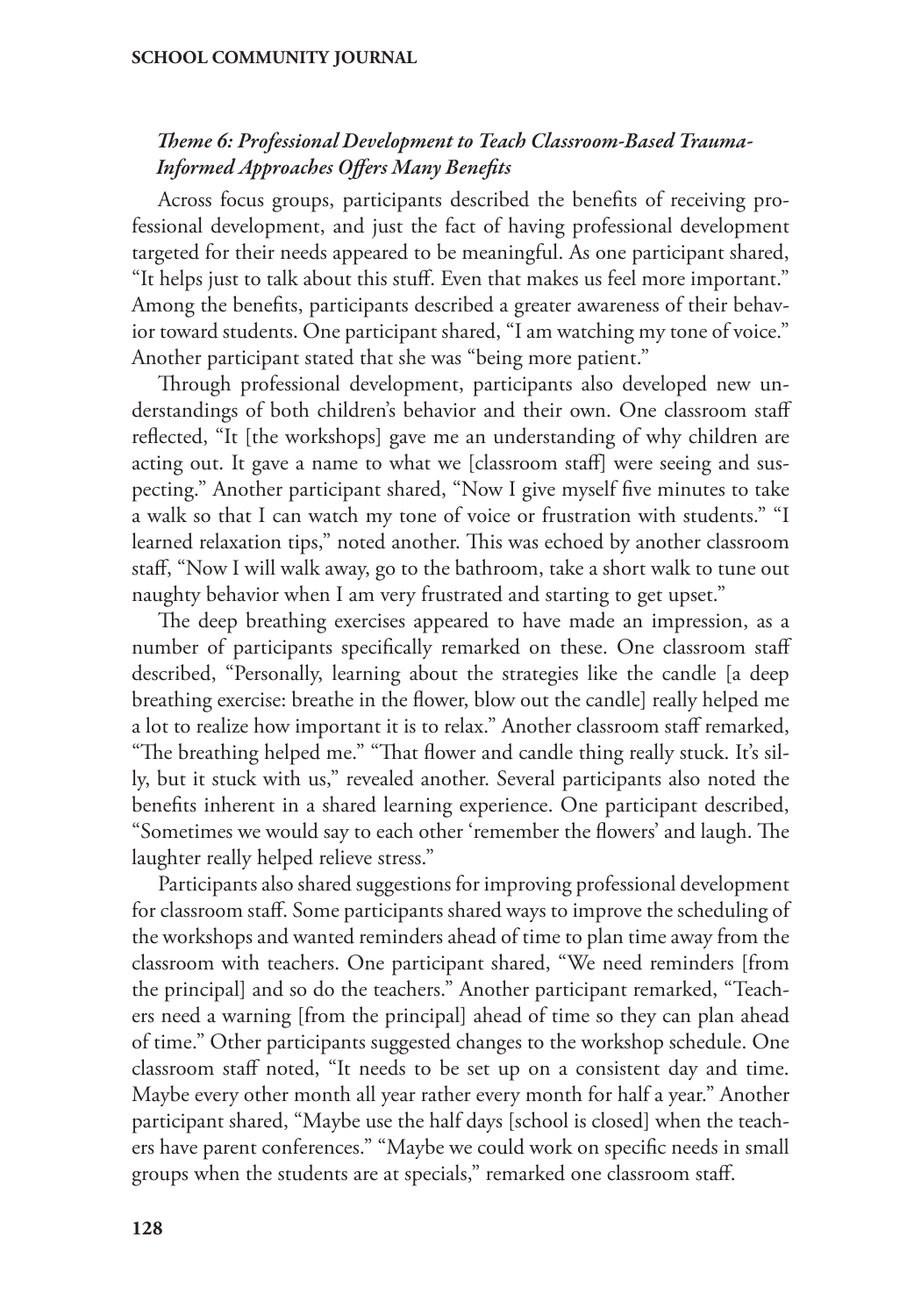### *Theme 6: Professional Development to Teach Classroom-Based Trauma-Informed Approaches Offers Many Benefits*

Across focus groups, participants described the benefits of receiving professional development, and just the fact of having professional development targeted for their needs appeared to be meaningful. As one participant shared, "It helps just to talk about this stuff. Even that makes us feel more important." Among the benefits, participants described a greater awareness of their behavior toward students. One participant shared, "I am watching my tone of voice." Another participant stated that she was "being more patient."

Through professional development, participants also developed new understandings of both children's behavior and their own. One classroom staff reflected, "It [the workshops] gave me an understanding of why children are acting out. It gave a name to what we [classroom staff] were seeing and suspecting." Another participant shared, "Now I give myself five minutes to take a walk so that I can watch my tone of voice or frustration with students." "I learned relaxation tips," noted another. This was echoed by another classroom staff, "Now I will walk away, go to the bathroom, take a short walk to tune out naughty behavior when I am very frustrated and starting to get upset."

The deep breathing exercises appeared to have made an impression, as a number of participants specifically remarked on these. One classroom staff described, "Personally, learning about the strategies like the candle [a deep breathing exercise: breathe in the flower, blow out the candle] really helped me a lot to realize how important it is to relax." Another classroom staff remarked, "The breathing helped me." "That flower and candle thing really stuck. It's silly, but it stuck with us," revealed another. Several participants also noted the benefits inherent in a shared learning experience. One participant described, "Sometimes we would say to each other 'remember the flowers' and laugh. The laughter really helped relieve stress."

Participants also shared suggestions for improving professional development for classroom staff. Some participants shared ways to improve the scheduling of the workshops and wanted reminders ahead of time to plan time away from the classroom with teachers. One participant shared, "We need reminders [from the principal] and so do the teachers." Another participant remarked, "Teachers need a warning [from the principal] ahead of time so they can plan ahead of time." Other participants suggested changes to the workshop schedule. One classroom staff noted, "It needs to be set up on a consistent day and time. Maybe every other month all year rather every month for half a year." Another participant shared, "Maybe use the half days [school is closed] when the teachers have parent conferences." "Maybe we could work on specific needs in small groups when the students are at specials," remarked one classroom staff.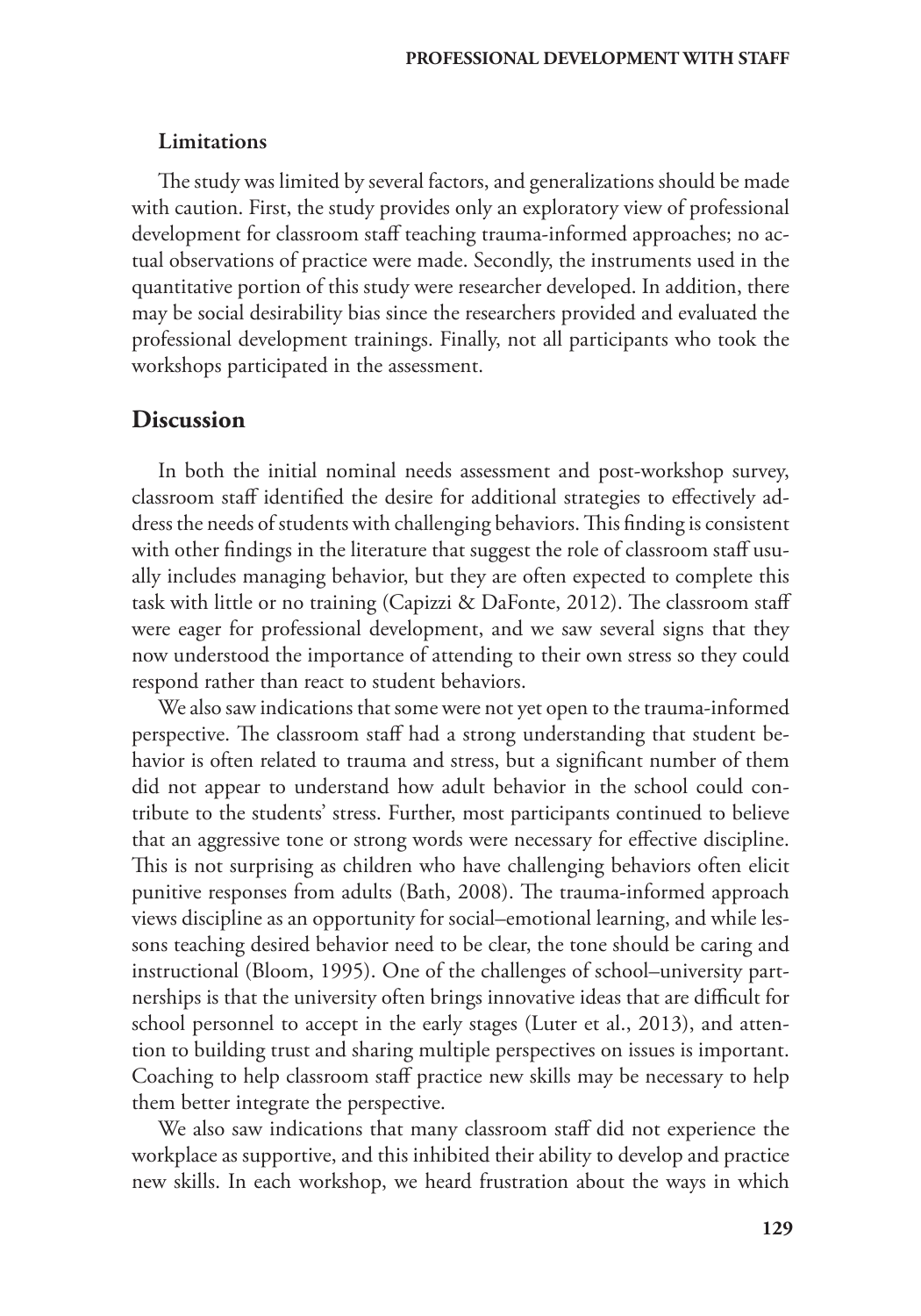### Limitations

The study was limited by several factors, and generalizations should be made with caution. First, the study provides only an exploratory view of professional development for classroom staff teaching trauma-informed approaches; no actual observations of practice were made. Secondly, the instruments used in the quantitative portion of this study were researcher developed. In addition, there may be social desirability bias since the researchers provided and evaluated the professional development trainings. Finally, not all participants who took the workshops participated in the assessment.

## Discussion

In both the initial nominal needs assessment and post-workshop survey, classroom staff identified the desire for additional strategies to effectively address the needs of students with challenging behaviors. This finding is consistent with other findings in the literature that suggest the role of classroom staff usually includes managing behavior, but they are often expected to complete this task with little or no training (Capizzi & DaFonte, 2012). The classroom staff were eager for professional development, and we saw several signs that they now understood the importance of attending to their own stress so they could respond rather than react to student behaviors.

We also saw indications that some were not yet open to the trauma-informed perspective. The classroom staff had a strong understanding that student behavior is often related to trauma and stress, but a significant number of them did not appear to understand how adult behavior in the school could contribute to the students' stress. Further, most participants continued to believe that an aggressive tone or strong words were necessary for effective discipline. This is not surprising as children who have challenging behaviors often elicit punitive responses from adults (Bath, 2008). The trauma-informed approach views discipline as an opportunity for social–emotional learning, and while lessons teaching desired behavior need to be clear, the tone should be caring and instructional (Bloom, 1995). One of the challenges of school–university partnerships is that the university often brings innovative ideas that are difficult for school personnel to accept in the early stages (Luter et al., 2013), and attention to building trust and sharing multiple perspectives on issues is important. Coaching to help classroom staff practice new skills may be necessary to help them better integrate the perspective.

We also saw indications that many classroom staff did not experience the workplace as supportive, and this inhibited their ability to develop and practice new skills. In each workshop, we heard frustration about the ways in which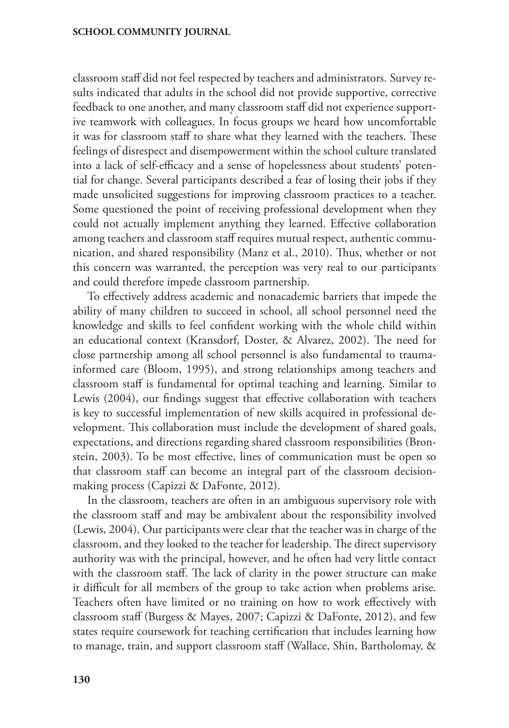classroom staff did not feel respected by teachers and administrators. Survey results indicated that adults in the school did not provide supportive, corrective feedback to one another, and many classroom staff did not experience supportive teamwork with colleagues. In focus groups we heard how uncomfortable it was for classroom staff to share what they learned with the teachers. These feelings of disrespect and disempowerment within the school culture translated into a lack of self-efficacy and a sense of hopelessness about students' potential for change. Several participants described a fear of losing their jobs if they made unsolicited suggestions for improving classroom practices to a teacher. Some questioned the point of receiving professional development when they could not actually implement anything they learned. Effective collaboration among teachers and classroom staff requires mutual respect, authentic communication, and shared responsibility (Manz et al., 2010). Thus, whether or not this concern was warranted, the perception was very real to our participants and could therefore impede classroom partnership.

To effectively address academic and nonacademic barriers that impede the ability of many children to succeed in school, all school personnel need the knowledge and skills to feel confident working with the whole child within an educational context (Kransdorf, Doster, & Alvarez, 2002). The need for close partnership among all school personnel is also fundamental to trauma-informed care (Bloom, 1995), and strong relationships among teachers and classroom staff is fundamental for optimal teaching and learning. Similar to Lewis (2004), our findings suggest that effective collaboration with teachers is key to successful implementation of new skills acquired in professional development. This collaboration must include the development of shared goals, expectations, and directions regarding shared classroom responsibilities (Bronstein, 2003). To be most effective, lines of communication must be open so that classroom staff can become an integral part of the classroom decision-making process (Capizzi & DaFonte, 2012).

In the classroom, teachers are often in an ambiguous supervisory role with the classroom staff and may be ambivalent about the responsibility involved (Lewis, 2004). Our participants were clear that the teacher was in charge of the classroom, and they looked to the teacher for leadership. The direct supervisory authority was with the principal, however, and he often had very little contact with the classroom staff. The lack of clarity in the power structure can make it difficult for all members of the group to take action when problems arise. Teachers often have limited or no training on how to work effectively with classroom staff (Burgess & Mayes, 2007; Capizzi & DaFonte, 2012), and few states require coursework for teaching certification that includes learning how to manage, train, and support classroom staff (Wallace, Shin, Bartholomay, &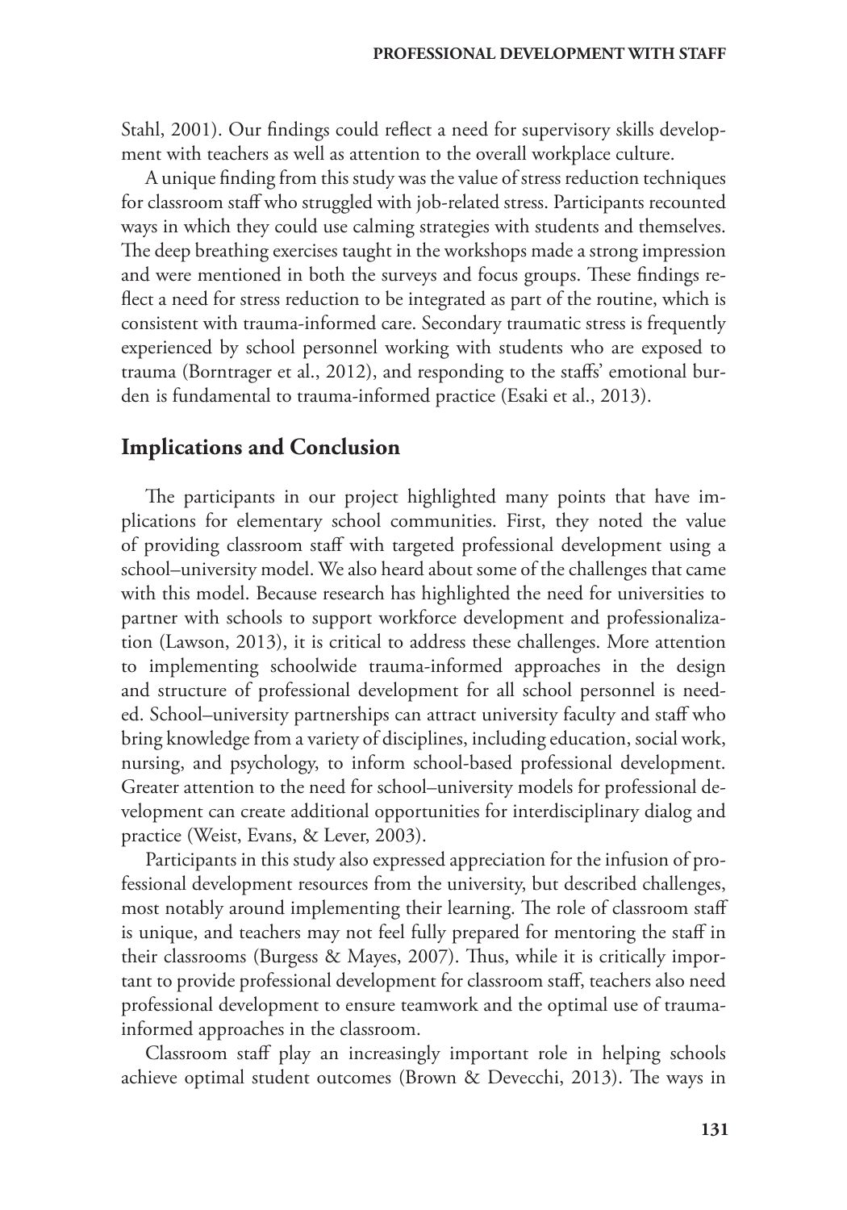Stahl, 2001). Our findings could reflect a need for supervisory skills development with teachers as well as attention to the overall workplace culture.

A unique finding from this study was the value of stress reduction techniques for classroom staff who struggled with job-related stress. Participants recounted ways in which they could use calming strategies with students and themselves. The deep breathing exercises taught in the workshops made a strong impression and were mentioned in both the surveys and focus groups. These findings reflect a need for stress reduction to be integrated as part of the routine, which is consistent with trauma-informed care. Secondary traumatic stress is frequently experienced by school personnel working with students who are exposed to trauma (Borntrager et al., 2012), and responding to the staffs' emotional burden is fundamental to trauma-informed practice (Esaki et al., 2013).

## Implications and Conclusion

The participants in our project highlighted many points that have implications for elementary school communities. First, they noted the value of providing classroom staff with targeted professional development using a school–university model. We also heard about some of the challenges that came with this model. Because research has highlighted the need for universities to partner with schools to support workforce development and professionalization (Lawson, 2013), it is critical to address these challenges. More attention to implementing schoolwide trauma-informed approaches in the design and structure of professional development for all school personnel is needed. School–university partnerships can attract university faculty and staff who bring knowledge from a variety of disciplines, including education, social work, nursing, and psychology, to inform school-based professional development. Greater attention to the need for school–university models for professional development can create additional opportunities for interdisciplinary dialog and practice (Weist, Evans, & Lever, 2003).

Participants in this study also expressed appreciation for the infusion of professional development resources from the university, but described challenges, most notably around implementing their learning. The role of classroom staff is unique, and teachers may not feel fully prepared for mentoring the staff in their classrooms (Burgess & Mayes, 2007). Thus, while it is critically important to provide professional development for classroom staff, teachers also need professional development to ensure teamwork and the optimal use of trauma-informed approaches in the classroom.

Classroom staff play an increasingly important role in helping schools achieve optimal student outcomes (Brown & Devecchi, 2013). The ways in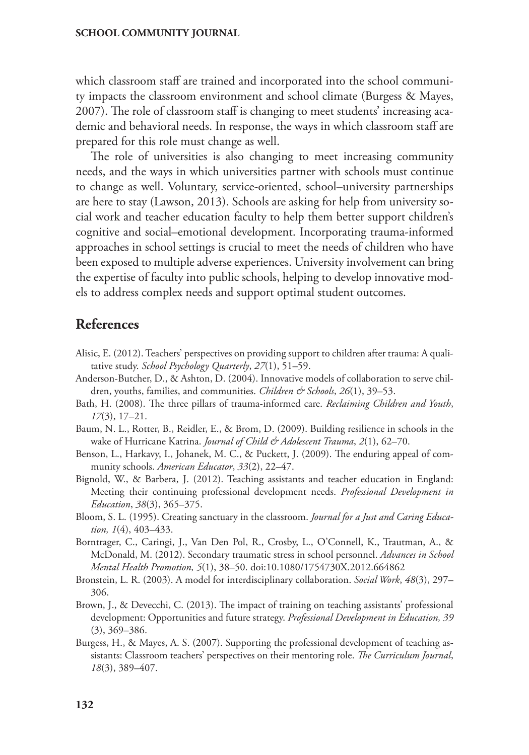which classroom staff are trained and incorporated into the school community impacts the classroom environment and school climate (Burgess & Mayes, 2007). The role of classroom staff is changing to meet students' increasing academic and behavioral needs. In response, the ways in which classroom staff are prepared for this role must change as well.

The role of universities is also changing to meet increasing community needs, and the ways in which universities partner with schools must continue to change as well. Voluntary, service-oriented, school–university partnerships are here to stay (Lawson, 2013). Schools are asking for help from university social work and teacher education faculty to help them better support children's cognitive and social–emotional development. Incorporating trauma-informed approaches in school settings is crucial to meet the needs of children who have been exposed to multiple adverse experiences. University involvement can bring the expertise of faculty into public schools, helping to develop innovative models to address complex needs and support optimal student outcomes.

## References

Alisic, E. (2012). Teachers' perspectives on providing support to children after trauma: A qualitative study. *School Psychology Quarterly*, *27*(1), 51–59.

Anderson-Butcher, D., & Ashton, D. (2004). Innovative models of collaboration to serve children, youths, families, and communities. *Children & Schools*, *26*(1), 39–53.

Bath, H. (2008). The three pillars of trauma-informed care. *Reclaiming Children and Youth*, *17*(3), 17–21.

Baum, N. L., Rotter, B., Reidler, E., & Brom, D. (2009). Building resilience in schools in the wake of Hurricane Katrina. *Journal of Child & Adolescent Trauma*, *2*(1), 62–70.

Benson, L., Harkavy, I., Johanek, M. C., & Puckett, J. (2009). The enduring appeal of community schools. *American Educator*, *33*(2), 22–47.

Bignold, W., & Barbera, J. (2012). Teaching assistants and teacher education in England: Meeting their continuing professional development needs. *Professional Development in Education*, *38*(3), 365–375.

Bloom, S. L. (1995). Creating sanctuary in the classroom. *Journal for a Just and Caring Education, 1*(4), 403–433.

Borntrager, C., Caringi, J., Van Den Pol, R., Crosby, L., O'Connell, K., Trautman, A., & McDonald, M. (2012). Secondary traumatic stress in school personnel. *Advances in School Mental Health Promotion, 5*(1), 38–50. doi:10.1080/1754730X.2012.664862

Bronstein, L. R. (2003). A model for interdisciplinary collaboration. *Social Work*, *48*(3), 297–306.

Brown, J., & Devecchi, C. (2013). The impact of training on teaching assistants' professional development: Opportunities and future strategy. *Professional Development in Education, 39* (3), 369–386.

Burgess, H., & Mayes, A. S. (2007). Supporting the professional development of teaching assistants: Classroom teachers' perspectives on their mentoring role. *The Curriculum Journal*, *18*(3), 389–407.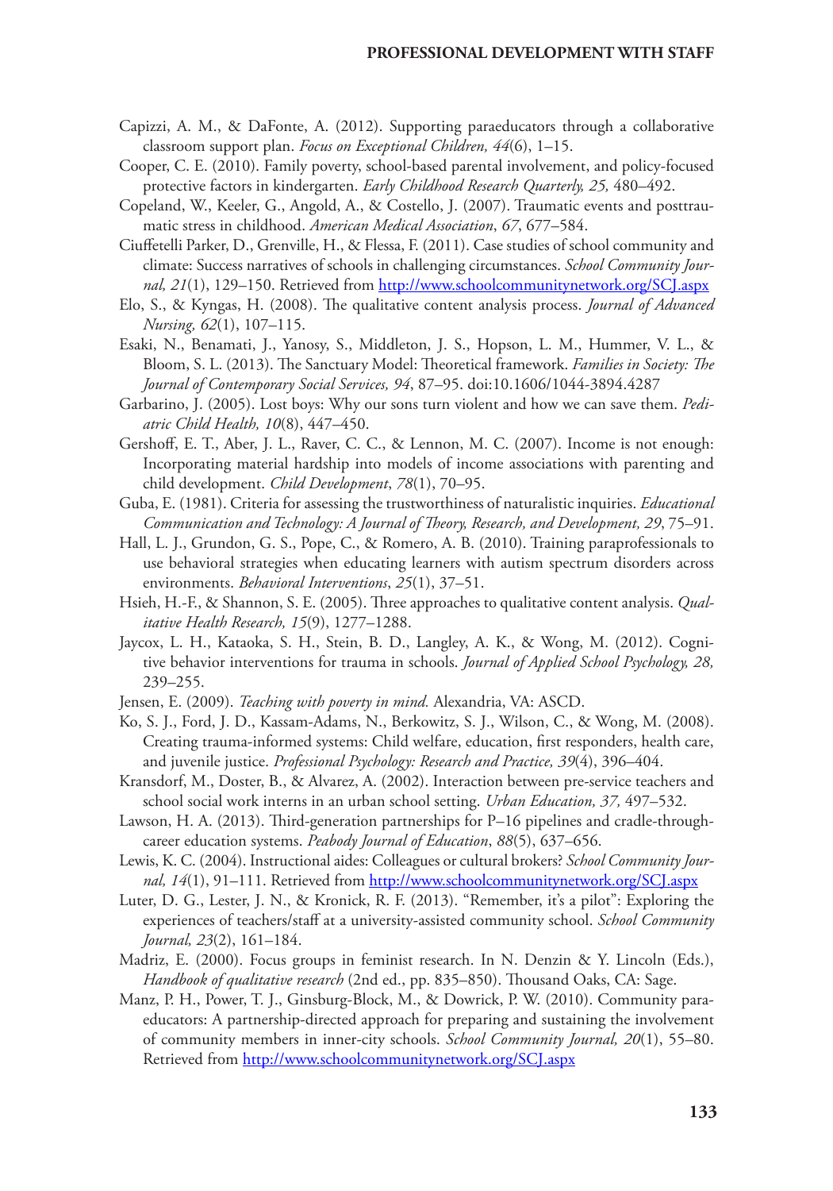Capizzi, A. M., & DaFonte, A. (2012). Supporting paraeducators through a collaborative classroom support plan. *Focus on Exceptional Children, 44*(6), 1–15.

Cooper, C. E. (2010). Family poverty, school-based parental involvement, and policy-focused protective factors in kindergarten. *Early Childhood Research Quarterly, 25,* 480–492.

Copeland, W., Keeler, G., Angold, A., & Costello, J. (2007). Traumatic events and posttraumatic stress in childhood. *American Medical Association*, *67*, 677–584.

Ciuffetelli Parker, D., Grenville, H., & Flessa, F. (2011). Case studies of school community and climate: Success narratives of schools in challenging circumstances. *School Community Journal, 21*(1), 129–150. Retrieved from http://www.schoolcommunitynetwork.org/SCJ.aspx

Elo, S., & Kyngas, H. (2008). The qualitative content analysis process. *Journal of Advanced Nursing, 62*(1), 107–115.

Esaki, N., Benamati, J., Yanosy, S., Middleton, J. S., Hopson, L. M., Hummer, V. L., & Bloom, S. L. (2013). The Sanctuary Model: Theoretical framework. *Families in Society: The Journal of Contemporary Social Services, 94*, 87–95. doi:10.1606/1044-3894.4287

Garbarino, J. (2005). Lost boys: Why our sons turn violent and how we can save them. *Pediatric Child Health, 10*(8), 447–450.

Gershoff, E. T., Aber, J. L., Raver, C. C., & Lennon, M. C. (2007). Income is not enough: Incorporating material hardship into models of income associations with parenting and child development. *Child Development*, *78*(1), 70–95.

Guba, E. (1981). Criteria for assessing the trustworthiness of naturalistic inquiries. *Educational Communication and Technology: A Journal of Theory, Research, and Development, 29*, 75–91.

Hall, L. J., Grundon, G. S., Pope, C., & Romero, A. B. (2010). Training paraprofessionals to use behavioral strategies when educating learners with autism spectrum disorders across environments. *Behavioral Interventions*, *25*(1), 37–51.

Hsieh, H.-F., & Shannon, S. E. (2005). Three approaches to qualitative content analysis. *Qualitative Health Research, 15*(9), 1277–1288.

Jaycox, L. H., Kataoka, S. H., Stein, B. D., Langley, A. K., & Wong, M. (2012). Cognitive behavior interventions for trauma in schools. *Journal of Applied School Psychology, 28,* 239–255.

Jensen, E. (2009). *Teaching with poverty in mind.* Alexandria, VA: ASCD.

Ko, S. J., Ford, J. D., Kassam-Adams, N., Berkowitz, S. J., Wilson, C., & Wong, M. (2008). Creating trauma-informed systems: Child welfare, education, first responders, health care, and juvenile justice. *Professional Psychology: Research and Practice, 39*(4), 396–404.

Kransdorf, M., Doster, B., & Alvarez, A. (2002). Interaction between pre-service teachers and school social work interns in an urban school setting. *Urban Education, 37,* 497–532.

Lawson, H. A. (2013). Third-generation partnerships for P–16 pipelines and cradle-through-career education systems. *Peabody Journal of Education*, *88*(5), 637–656.

Lewis, K. C. (2004). Instructional aides: Colleagues or cultural brokers? *School Community Journal, 14*(1), 91–111. Retrieved from http://www.schoolcommunitynetwork.org/SCJ.aspx

Luter, D. G., Lester, J. N., & Kronick, R. F. (2013). "Remember, it's a pilot": Exploring the experiences of teachers/staff at a university-assisted community school. *School Community Journal, 23*(2), 161–184.

Madriz, E. (2000). Focus groups in feminist research. In N. Denzin & Y. Lincoln (Eds.), *Handbook of qualitative research* (2nd ed., pp. 835–850). Thousand Oaks, CA: Sage.

Manz, P. H., Power, T. J., Ginsburg-Block, M., & Dowrick, P. W. (2010). Community paraeducators: A partnership-directed approach for preparing and sustaining the involvement of community members in inner-city schools. *School Community Journal, 20*(1), 55–80. Retrieved from http://www.schoolcommunitynetwork.org/SCJ.aspx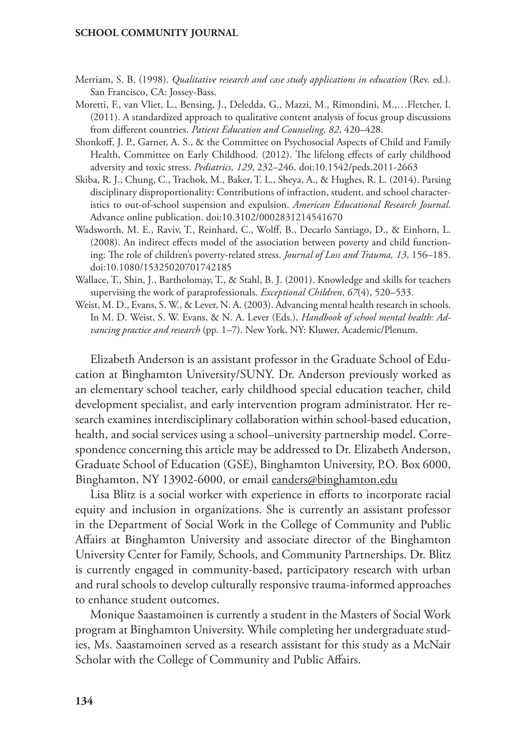Merriam, S. B. (1998). *Qualitative research and case study applications in education* (Rev. ed.). San Francisco, CA: Jossey-Bass.

Moretti, F., van Vliet, L., Bensing, J., Deledda, G., Mazzi, M., Rimondini, M.,…Fletcher, I. (2011). A standardized approach to qualitative content analysis of focus group discussions from different countries. *Patient Education and Counseling, 82*, 420–428.

Shonkoff, J. P., Garner, A. S., & the Committee on Psychosocial Aspects of Child and Family Health, Committee on Early Childhood. (2012). The lifelong effects of early childhood adversity and toxic stress. *Pediatrics, 129*, 232–246. doi:10.1542/peds.2011-2663

Skiba, R. J., Chung, C., Trachok, M., Baker, T. L., Sheya, A., & Hughes, R. L. (2014). Parsing disciplinary disproportionality: Contributions of infraction, student, and school characteristics to out-of-school suspension and expulsion. *American Educational Research Journal*. Advance online publication. doi:10.3102/0002831214541670

Wadsworth, M. E., Raviv, T., Reinhard, C., Wolff, B., Decarlo Santiago, D., & Einhorn, L. (2008). An indirect effects model of the association between poverty and child functioning: The role of children's poverty-related stress. *Journal of Loss and Trauma, 13*, 156–185. doi:10.1080/15325020701742185

Wallace, T., Shin, J., Bartholomay, T., & Stahl, B. J. (2001). Knowledge and skills for teachers supervising the work of paraprofessionals. *Exceptional Children*, *67*(4), 520–533.

Weist, M. D., Evans, S. W., & Lever, N. A. (2003). Advancing mental health research in schools. In M. D. Weist, S. W. Evans, & N. A. Lever (Eds.), *Handbook of school mental health: Advancing practice and research* (pp. 1–7). New York, NY: Kluwer, Academic/Plenum.

Elizabeth Anderson is an assistant professor in the Graduate School of Education at Binghamton University/SUNY. Dr. Anderson previously worked as an elementary school teacher, early childhood special education teacher, child development specialist, and early intervention program administrator. Her research examines interdisciplinary collaboration within school-based education, health, and social services using a school–university partnership model. Correspondence concerning this article may be addressed to Dr. Elizabeth Anderson, Graduate School of Education (GSE), Binghamton University, P.O. Box 6000, Binghamton, NY 13902-6000, or email eanders@binghamton.edu

Lisa Blitz is a social worker with experience in efforts to incorporate racial equity and inclusion in organizations. She is currently an assistant professor in the Department of Social Work in the College of Community and Public Affairs at Binghamton University and associate director of the Binghamton University Center for Family, Schools, and Community Partnerships. Dr. Blitz is currently engaged in community-based, participatory research with urban and rural schools to develop culturally responsive trauma-informed approaches to enhance student outcomes.

Monique Saastamoinen is currently a student in the Masters of Social Work program at Binghamton University. While completing her undergraduate studies, Ms. Saastamoinen served as a research assistant for this study as a McNair Scholar with the College of Community and Public Affairs.